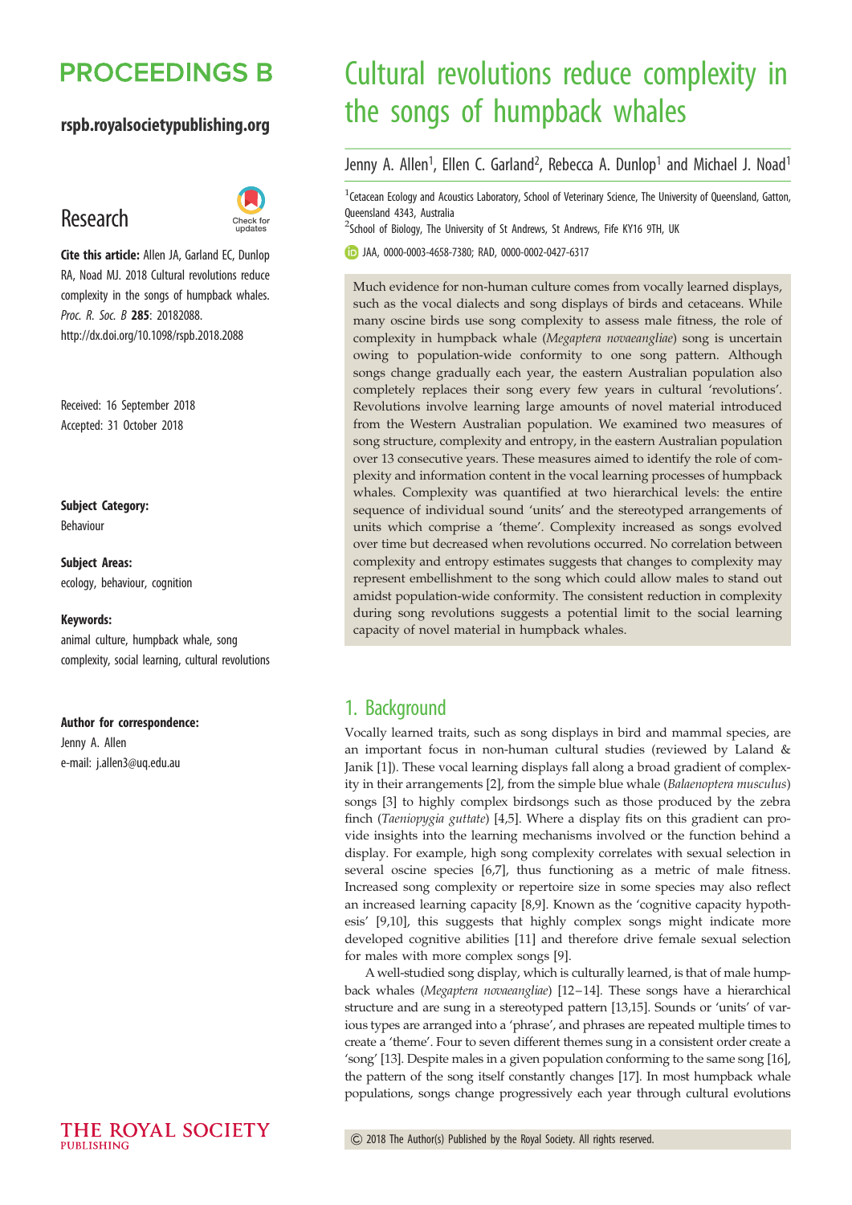# PROCEEDINGS B

**rspb.royalsocietypublishing.org**

## Research

**Cite this article:** Allen JA, Garland EC, Dunlop RA, Noad MJ. 2018 Cultural revolutions reduce complexity in the songs of humpback whales. *Proc. R. Soc. B* **285**: 20182088. http://dx.doi.org/10.1098/rspb.2018.2088

Received: 16 September 2018
Accepted: 31 October 2018

**Subject Category:**
Behaviour

**Subject Areas:**
ecology, behaviour, cognition

**Keywords:**
animal culture, humpback whale, song complexity, social learning, cultural revolutions

**Author for correspondence:**
Jenny A. Allen
e-mail: j.allen3@uq.edu.au

# Cultural revolutions reduce complexity in the songs of humpback whales

Jenny A. Allen[1], Ellen C. Garland[2], Rebecca A. Dunlop[1] and Michael J. Noad[1]

[1]Cetacean Ecology and Acoustics Laboratory, School of Veterinary Science, The University of Queensland, Gatton, Queensland 4343, Australia
[2]School of Biology, The University of St Andrews, St Andrews, Fife KY16 9TH, UK

JAA, 0000-0003-4658-7380; RAD, 0000-0002-0427-6317

Much evidence for non-human culture comes from vocally learned displays, such as the vocal dialects and song displays of birds and cetaceans. While many oscine birds use song complexity to assess male fitness, the role of complexity in humpback whale (*Megaptera novaeangliae*) song is uncertain owing to population-wide conformity to one song pattern. Although songs change gradually each year, the eastern Australian population also completely replaces their song every few years in cultural 'revolutions'. Revolutions involve learning large amounts of novel material introduced from the Western Australian population. We examined two measures of song structure, complexity and entropy, in the eastern Australian population over 13 consecutive years. These measures aimed to identify the role of complexity and information content in the vocal learning processes of humpback whales. Complexity was quantified at two hierarchical levels: the entire sequence of individual sound 'units' and the stereotyped arrangements of units which comprise a 'theme'. Complexity increased as songs evolved over time but decreased when revolutions occurred. No correlation between complexity and entropy estimates suggests that changes to complexity may represent embellishment to the song which could allow males to stand out amidst population-wide conformity. The consistent reduction in complexity during song revolutions suggests a potential limit to the social learning capacity of novel material in humpback whales.

## 1. Background

Vocally learned traits, such as song displays in bird and mammal species, are an important focus in non-human cultural studies (reviewed by Laland & Janik [1]). These vocal learning displays fall along a broad gradient of complexity in their arrangements [2], from the simple blue whale (*Balaenoptera musculus*) songs [3] to highly complex birdsongs such as those produced by the zebra finch (*Taeniopygia guttate*) [4,5]. Where a display fits on this gradient can provide insights into the learning mechanisms involved or the function behind a display. For example, high song complexity correlates with sexual selection in several oscine species [6,7], thus functioning as a metric of male fitness. Increased song complexity or repertoire size in some species may also reflect an increased learning capacity [8,9]. Known as the 'cognitive capacity hypothesis' [9,10], this suggests that highly complex songs might indicate more developed cognitive abilities [11] and therefore drive female sexual selection for males with more complex songs [9].

A well-studied song display, which is culturally learned, is that of male humpback whales (*Megaptera novaeangliae*) [12–14]. These songs have a hierarchical structure and are sung in a stereotyped pattern [13,15]. Sounds or 'units' of various types are arranged into a 'phrase', and phrases are repeated multiple times to create a 'theme'. Four to seven different themes sung in a consistent order create a 'song' [13]. Despite males in a given population conforming to the same song [16], the pattern of the song itself constantly changes [17]. In most humpback whale populations, songs change progressively each year through cultural evolutions

© 2018 The Author(s) Published by the Royal Society. All rights reserved.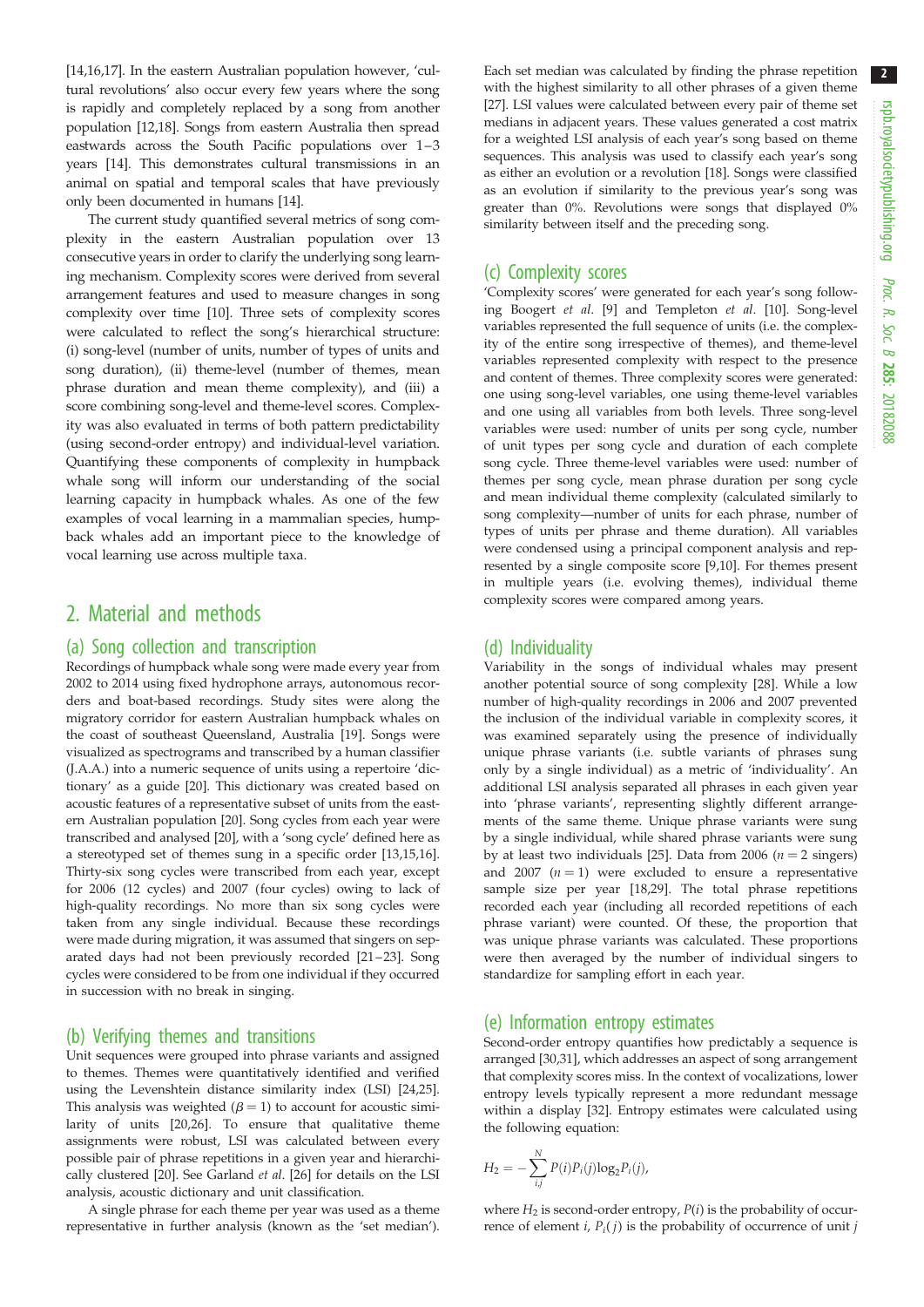[14,16,17]. In the eastern Australian population however, 'cultural revolutions' also occur every few years where the song is rapidly and completely replaced by a song from another population [12,18]. Songs from eastern Australia then spread eastwards across the South Pacific populations over 1–3 years [14]. This demonstrates cultural transmissions in an animal on spatial and temporal scales that have previously only been documented in humans [14].

The current study quantified several metrics of song complexity in the eastern Australian population over 13 consecutive years in order to clarify the underlying song learning mechanism. Complexity scores were derived from several song arrangement features and used to measure changes in song complexity over time [10]. Three sets of complexity scores were calculated to reflect the song's hierarchical structure: (i) song-level (number of units, number of types of units and song duration), (ii) theme-level (number of themes, mean phrase duration and mean theme complexity), and (iii) a score combining song-level and theme-level scores. Complexity was also evaluated in terms of both pattern predictability (using second-order entropy) and individual-level variation. Quantifying these components of complexity in humpback whale song will inform our understanding of the social learning capacity in humpback whales. As one of the few examples of vocal learning in a mammalian species, humpback whales add an important piece to the knowledge of vocal learning use across multiple taxa.

## 2. Material and methods

### (a) Song collection and transcription

Recordings of humpback whale song were made every year from 2002 to 2014 using fixed hydrophone arrays, autonomous recorders and boat-based recordings. Study sites were along the migratory corridor for eastern Australian humpback whales on the coast of southeast Queensland, Australia [19]. Songs were visualized as spectrograms and transcribed by a human classifier (J.A.A.) into a numeric sequence of units using a repertoire 'dictionary' as a guide [20]. This dictionary was created based on acoustic features of a representative subset of units from the eastern Australian population [20]. Song cycles from each year were transcribed and analysed [20], with a 'song cycle' defined here as a stereotyped set of themes sung in a specific order [13,15,16]. Thirty-six song cycles were transcribed from each year, except for 2006 (12 cycles) and 2007 (four cycles) owing to lack of high-quality recordings. No more than six song cycles were taken from any single individual. Because these recordings were made during migration, it was assumed that singers on separated days had not been previously recorded [21–23]. Song cycles were considered to be from one individual if they occurred in succession with no break in singing.

### (b) Verifying themes and transitions

Unit sequences were grouped into phrase variants and assigned to themes. Themes were quantitatively identified and verified using the Levenshtein distance similarity index (LSI) [24,25]. This analysis was weighted ($\beta = 1$) to account for acoustic similarity of units [20,26]. To ensure that qualitative theme assignments were robust, LSI was calculated between every possible pair of phrase repetitions in a given year and hierarchically clustered [20]. See Garland *et al*. [26] for details on the LSI analysis, acoustic dictionary and unit classification.

A single phrase for each theme per year was used as a theme representative in further analysis (known as the 'set median'). Each set median was calculated by finding the phrase repetition with the highest similarity to all other phrases of a given theme [27]. LSI values were calculated between every pair of theme set medians in adjacent years. These values generated a cost matrix for a weighted LSI analysis of each year's song based on theme sequences. This analysis was used to classify each year's song as either an evolution or a revolution [18]. Songs were classified as an evolution if similarity to the previous year's song was greater than 0%. Revolutions were songs that displayed 0% similarity between itself and the preceding song.

### (c) Complexity scores

'Complexity scores' were generated for each year's song following Boogert *et al*. [9] and Templeton *et al*. [10]. Song-level variables represented the full sequence of units (i.e. the complexity of the entire song irrespective of themes), and theme-level variables represented complexity with respect to the presence and content of themes. Three complexity scores were generated: one using song-level variables, one using theme-level variables and one using all variables from both levels. Three song-level variables were used: number of units per song cycle, number of unit types per song cycle and duration of each complete song cycle. Three theme-level variables were used: number of themes per song cycle, mean phrase duration per song cycle and mean individual theme complexity (calculated similarly to song complexity—number of units for each phrase, number of types of units per phrase and theme duration). All variables were condensed using a principal component analysis and represented by a single composite score [9,10]. For themes present in multiple years (i.e. evolving themes), individual theme complexity scores were compared among years.

### (d) Individuality

Variability in the songs of individual whales may present another potential source of song complexity [28]. While a low number of high-quality recordings in 2006 and 2007 prevented the inclusion of the individual variable in complexity scores, it was examined separately using the presence of individually unique phrase variants (i.e. subtle variants of phrases sung only by a single individual) as a metric of 'individuality'. An additional LSI analysis separated all phrases in each given year into 'phrase variants', representing slightly different arrangements of the same theme. Unique phrase variants were sung by a single individual, while shared phrase variants were sung by at least two individuals [25]. Data from 2006 ($n = 2$ singers) and 2007 ($n = 1$) were excluded to ensure a representative sample size per year [18,29]. The total phrase repetitions recorded each year (including all recorded repetitions of each phrase variant) were counted. Of these, the proportion that was unique phrase variants was calculated. These proportions were then averaged by the number of individual singers to standardize for sampling effort in each year.

### (e) Information entropy estimates

Second-order entropy quantifies how predictably a sequence is arranged [30,31], which addresses an aspect of song arrangement that complexity scores miss. In the context of vocalizations, lower entropy levels typically represent a more redundant message within a display [32]. Entropy estimates were calculated using the following equation:

$$H_2 = -\sum_{i,j}^{N} P(i)P_i(j)\log_2 P_i(j),$$

where $H_2$ is second-order entropy, $P(i)$ is the probability of occurrence of element $i$, $P_i(j)$ is the probability of occurrence of unit $j$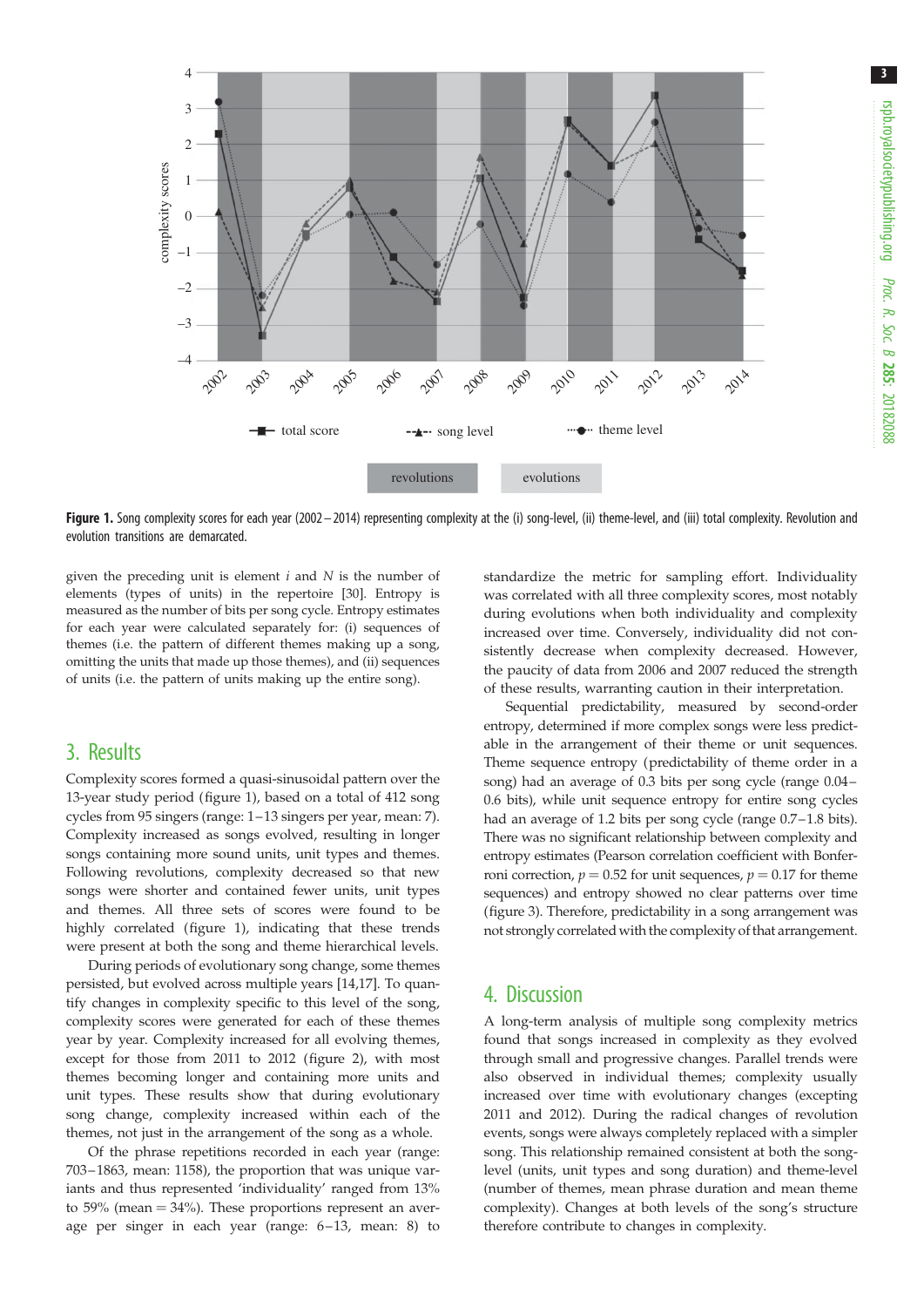Figure 1. Song complexity scores for each year (2002–2014) representing complexity at the (i) song-level, (ii) theme-level, and (iii) total complexity. Revolution and evolution transitions are demarcated.

given the preceding unit is element $i$ and $N$ is the number of elements (types of units) in the repertoire [30]. Entropy is measured as the number of bits per song cycle. Entropy estimates for each year were calculated separately for: (i) sequences of themes (i.e. the pattern of different themes making up a song, omitting the units that made up those themes), and (ii) sequences of units (i.e. the pattern of units making up the entire song).

## 3. Results

Complexity scores formed a quasi-sinusoidal pattern over the 13-year study period (figure 1), based on a total of 412 song cycles from 95 singers (range: 1–13 singers per year, mean: 7). Complexity increased as songs evolved, resulting in longer songs containing more sound units, unit types and themes. Following revolutions, complexity decreased so that new songs were shorter and contained fewer units, unit types and themes. All three sets of scores were found to be highly correlated (figure 1), indicating that these trends were present at both the song and theme hierarchical levels.

During periods of evolutionary song change, some themes persisted, but evolved across multiple years [14,17]. To quantify changes in complexity specific to this level of the song, complexity scores were generated for each of these themes year by year. Complexity increased for all evolving themes, except for those from 2011 to 2012 (figure 2), with most themes becoming longer and containing more units and unit types. These results show that during evolutionary song change, complexity increased within each of the themes, not just in the arrangement of the song as a whole.

Of the phrase repetitions recorded in each year (range: 703–1863, mean: 1158), the proportion that was unique variants and thus represented 'individuality' ranged from 13% to 59% (mean = 34%). These proportions represent an average per singer in each year (range: 6–13, mean: 8) to standardize the metric for sampling effort. Individuality was correlated with all three complexity scores, most notably during evolutions when both individuality and complexity increased over time. Conversely, individuality did not consistently decrease when complexity decreased. However, the paucity of data from 2006 and 2007 reduced the strength of these results, warranting caution in their interpretation.

Sequential predictability, measured by second-order entropy, determined if more complex songs were less predictable in the arrangement of their theme or unit sequences. Theme sequence entropy (predictability of theme order in a song) had an average of 0.3 bits per song cycle (range 0.04–0.6 bits), while unit sequence entropy for entire song cycles had an average of 1.2 bits per song cycle (range 0.7–1.8 bits). There was no significant relationship between complexity and entropy estimates (Pearson correlation coefficient with Bonferroni correction, $p = 0.52$ for unit sequences, $p = 0.17$ for theme sequences) and entropy showed no clear patterns over time (figure 3). Therefore, predictability in a song arrangement was not strongly correlated with the complexity of that arrangement.

## 4. Discussion

A long-term analysis of multiple song complexity metrics found that songs increased in complexity as they evolved through small and progressive changes. Parallel trends were also observed in individual themes; complexity usually increased over time with evolutionary changes (excepting 2011 and 2012). During the radical changes of revolution events, songs were always completely replaced with a simpler song. This relationship remained consistent at both the song-level (units, unit types and song duration) and theme-level (number of themes, mean phrase duration and mean theme complexity). Changes at both levels of the song's structure therefore contribute to changes in complexity.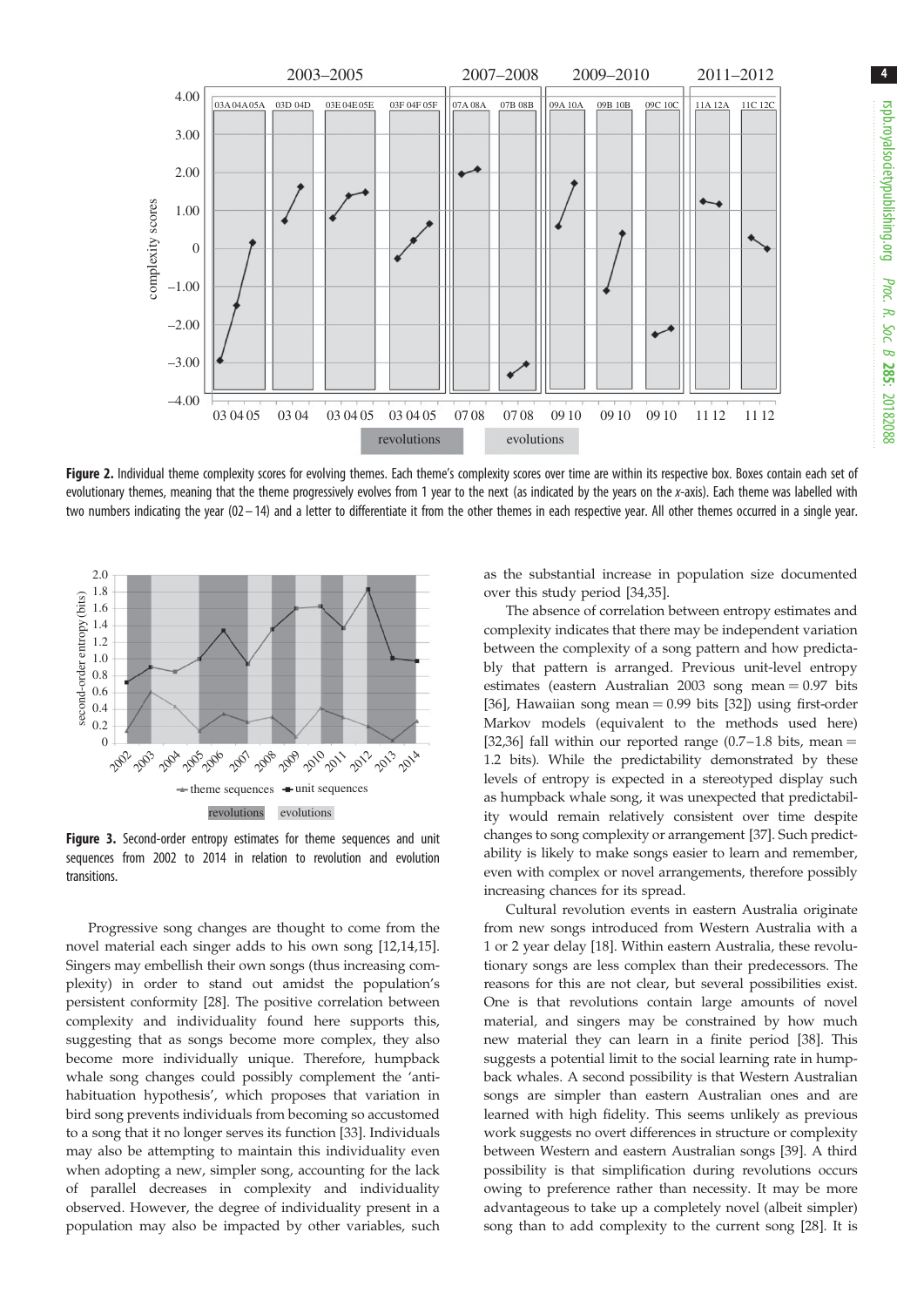**Figure 2.** Individual theme complexity scores for evolving themes. Each theme's complexity scores over time are within its respective box. Boxes contain each set of evolutionary themes, meaning that the theme progressively evolves from 1 year to the next (as indicated by the years on the *x*-axis). Each theme was labelled with two numbers indicating the year (02–14) and a letter to differentiate it from the other themes in each respective year. All other themes occurred in a single year.

**Figure 3.** Second-order entropy estimates for theme sequences and unit sequences from 2002 to 2014 in relation to revolution and evolution transitions.

Progressive song changes are thought to come from the novel material each singer adds to his own song [12,14,15]. Singers may embellish their own songs (thus increasing complexity) in order to stand out amidst the population's persistent conformity [28]. The positive correlation between complexity and individuality found here supports this, suggesting that as songs become more complex, they also become more individually unique. Therefore, humpback whale song changes could possibly complement the 'anti-habituation hypothesis', which proposes that variation in bird song prevents individuals from becoming so accustomed to a song that it no longer serves its function [33]. Individuals may also be attempting to maintain this individuality even when adopting a new, simpler song, accounting for the lack of parallel decreases in complexity and individuality observed. However, the degree of individuality present in a population may also be impacted by other variables, such as the substantial increase in population size documented over this study period [34,35].

The absence of correlation between entropy estimates and complexity indicates that there may be independent variation between the complexity of a song pattern and how predictably that pattern is arranged. Previous unit-level entropy estimates (eastern Australian 2003 song mean = 0.97 bits [36], Hawaiian song mean = 0.99 bits [32]) using first-order Markov models (equivalent to the methods used here) [32,36] fall within our reported range (0.7–1.8 bits, mean = 1.2 bits). While the predictability demonstrated by these levels of entropy is expected in a stereotyped display such as humpback whale song, it was unexpected that predictability would remain relatively consistent over time despite changes to song complexity or arrangement [37]. Such predictability is likely to make songs easier to learn and remember, even with complex or novel arrangements, therefore possibly increasing chances for its spread.

Cultural revolution events in eastern Australia originate from new songs introduced from Western Australia with a 1 or 2 year delay [18]. Within eastern Australia, these revolutionary songs are less complex than their predecessors. The reasons for this are not clear, but several possibilities exist. One is that revolutions contain large amounts of novel material, and singers may be constrained by how much new material they can learn in a finite period [38]. This suggests a potential limit to the social learning rate in humpback whales. A second possibility is that Western Australian songs are simpler than eastern Australian ones and are learned with high fidelity. This seems unlikely as previous work suggests no overt differences in structure or complexity between Western and eastern Australian songs [39]. A third possibility is that simplification during revolutions occurs owing to preference rather than necessity. It may be more advantageous to take up a completely novel (albeit simpler) song than to add complexity to the current song [28]. It is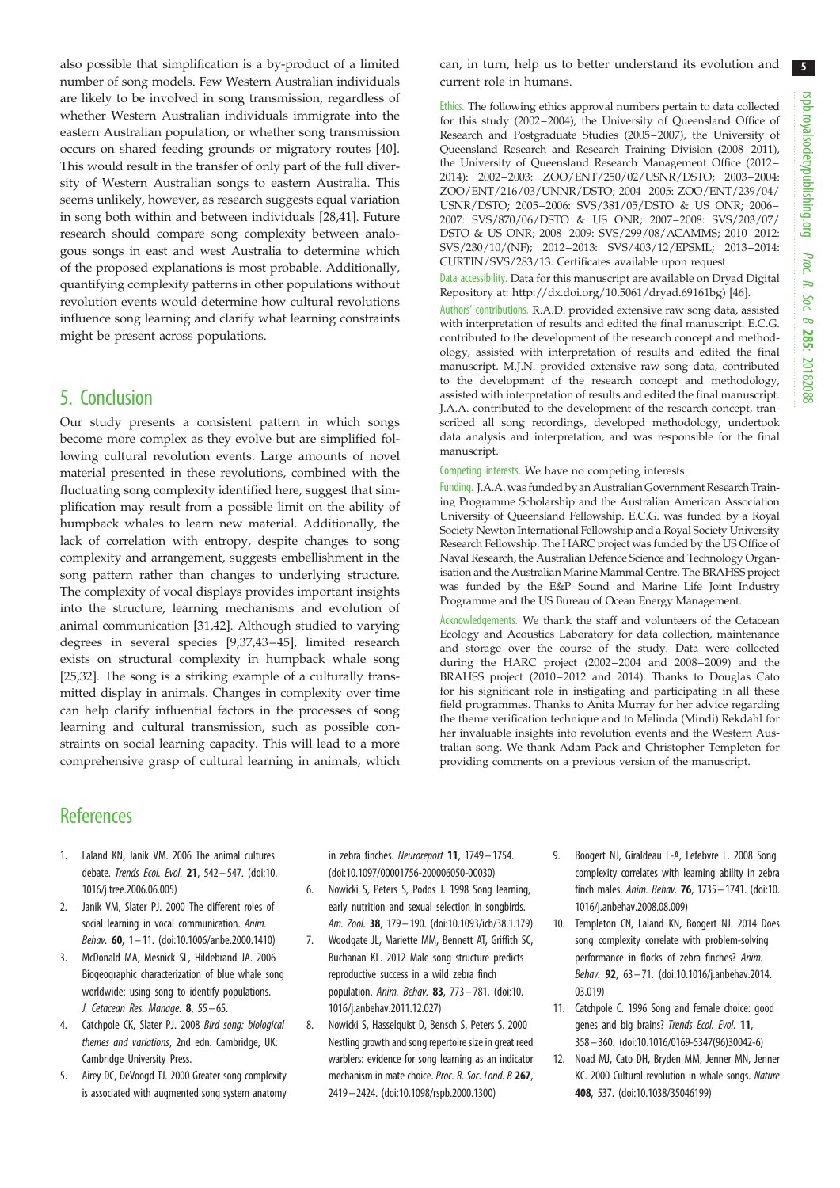also possible that simplification is a by-product of a limited number of song models. Few Western Australian individuals are likely to be involved in song transmission, regardless of whether Western Australian individuals immigrate into the eastern Australian population, or whether song transmission occurs on shared feeding grounds or migratory routes [40]. This would result in the transfer of only part of the full diversity of Western Australian songs to eastern Australia. This seems unlikely, however, as research suggests equal variation in song both within and between individuals [28,41]. Future research should compare song complexity between analogous songs in east and west Australia to determine which of the proposed explanations is most probable. Additionally, quantifying complexity patterns in other populations without revolution events would determine how cultural revolutions influence song learning and clarify what learning constraints might be present across populations.

## 5. Conclusion

Our study presents a consistent pattern in which songs become more complex as they evolve but are simplified following cultural revolution events. Large amounts of novel material presented in these revolutions, combined with the fluctuating song complexity identified here, suggest that simplification may result from a possible limit on the ability of humpback whales to learn new material. Additionally, the lack of correlation with entropy, despite changes to song complexity and arrangement, suggests embellishment in the song pattern rather than changes to underlying structure. The complexity of vocal displays provides important insights into the structure, learning mechanisms and evolution of animal communication [31,42]. Although studied to varying degrees in several species [9,37,43–45], limited research exists on structural complexity in humpback whale song [25,32]. The song is a striking example of a culturally transmitted display in animals. Changes in complexity over time can help clarify influential factors in the processes of song learning and cultural transmission, such as possible constraints on social learning capacity. This will lead to a more comprehensive grasp of cultural learning in animals, which can, in turn, help us to better understand its evolution and current role in humans.

Ethics. The following ethics approval numbers pertain to data collected for this study (2002–2004), the University of Queensland Office of Research and Postgraduate Studies (2005–2007), the University of Queensland Research and Research Training Division (2008–2011), the University of Queensland Research Management Office (2012–2014): 2002–2003: ZOO/ENT/250/02/USNR/DSTO; 2003–2004: ZOO/ENT/216/03/UNNR/DSTO; 2004–2005: ZOO/ENT/239/04/USNR/DSTO; 2005–2006: SVS/381/05/DSTO & US ONR; 2006–2007: SVS/870/06/DSTO & US ONR; 2007–2008: SVS/203/07/DSTO & US ONR; 2008–2009: SVS/299/08/ACAMMS; 2010–2012: SVS/230/10/(NF); 2012–2013: SVS/403/12/EPSML; 2013–2014: CURTIN/SVS/283/13. Certificates available upon request

Data accessibility. Data for this manuscript are available on Dryad Digital Repository at: http://dx.doi.org/10.5061/dryad.69161bg) [46].

Authors' contributions. R.A.D. provided extensive raw song data, assisted with interpretation of results and edited the final manuscript. E.C.G. contributed to the development of the research concept and methodology, assisted with interpretation of results and edited the final manuscript. M.J.N. provided extensive raw song data, contributed to the development of the research concept and methodology, assisted with interpretation of results and edited the final manuscript. J.A.A. contributed to the development of the research concept, transcribed all song recordings, developed methodology, undertook data analysis and interpretation, and was responsible for the final manuscript.

Competing interests. We have no competing interests.

Funding. J.A.A. was funded by an Australian Government Research Training Programme Scholarship and the Australian American Association University of Queensland Fellowship. E.C.G. was funded by a Royal Society Newton International Fellowship and a Royal Society University Research Fellowship. The HARC project was funded by the US Office of Naval Research, the Australian Defence Science and Technology Organisation and the Australian Marine Mammal Centre. The BRAHSS project was funded by the E&P Sound and Marine Life Joint Industry Programme and the US Bureau of Ocean Energy Management.

Acknowledgements. We thank the staff and volunteers of the Cetacean Ecology and Acoustics Laboratory for data collection, maintenance and storage over the course of the study. Data were collected during the HARC project (2002–2004 and 2008–2009) and the BRAHSS project (2010–2012 and 2014). Thanks to Douglas Cato for his significant role in instigating and participating in all these field programmes. Thanks to Anita Murray for her advice regarding the theme verification technique and to Melinda (Mindi) Rekdahl for her invaluable insights into revolution events and the Western Australian song. We thank Adam Pack and Christopher Templeton for providing comments on a previous version of the manuscript.

## References

1. Laland KN, Janik VM. 2006 The animal cultures debate. *Trends Ecol. Evol.* **21**, 542–547. (doi:10.1016/j.tree.2006.06.005)
2. Janik VM, Slater PJ. 2000 The different roles of social learning in vocal communication. *Anim. Behav.* **60**, 1–11. (doi:10.1006/anbe.2000.1410)
3. McDonald MA, Mesnick SL, Hildebrand JA. 2006 Biogeographic characterization of blue whale song worldwide: using song to identify populations. *J. Cetacean Res. Manage.* **8**, 55–65.
4. Catchpole CK, Slater PJ. 2008 *Bird song: biological themes and variations*, 2nd edn. Cambridge, UK: Cambridge University Press.
5. Airey DC, DeVoogd TJ. 2000 Greater song complexity is associated with augmented song system anatomy in zebra finches. *Neuroreport* **11**, 1749–1754. (doi:10.1097/00001756-200006050-00030)
6. Nowicki S, Peters S, Podos J. 1998 Song learning, early nutrition and sexual selection in songbirds. *Am. Zool.* **38**, 179–190. (doi:10.1093/icb/38.1.179)
7. Woodgate JL, Mariette MM, Bennett AT, Griffith SC, Buchanan KL. 2012 Male song structure predicts reproductive success in a wild zebra finch population. *Anim. Behav.* **83**, 773–781. (doi:10.1016/j.anbehav.2011.12.027)
8. Nowicki S, Hasselquist D, Bensch S, Peters S. 2000 Nestling growth and song repertoire size in great reed warblers: evidence for song learning as an indicator mechanism in mate choice. *Proc. R. Soc. Lond. B* **267**, 2419–2424. (doi:10.1098/rspb.2000.1300)
9. Boogert NJ, Giraldeau L-A, Lefebvre L. 2008 Song complexity correlates with learning ability in zebra finch males. *Anim. Behav.* **76**, 1735–1741. (doi:10.1016/j.anbehav.2008.08.009)
10. Templeton CN, Laland KN, Boogert NJ. 2014 Does song complexity correlate with problem-solving performance in flocks of zebra finches? *Anim. Behav.* **92**, 63–71. (doi:10.1016/j.anbehav.2014.03.019)
11. Catchpole C. 1996 Song and female choice: good genes and big brains? *Trends Ecol. Evol.* **11**, 358–360. (doi:10.1016/0169-5347(96)30042-6)
12. Noad MJ, Cato DH, Bryden MM, Jenner MN, Jenner KC. 2000 Cultural revolution in whale songs. *Nature* **408**, 537. (doi:10.1038/35046199)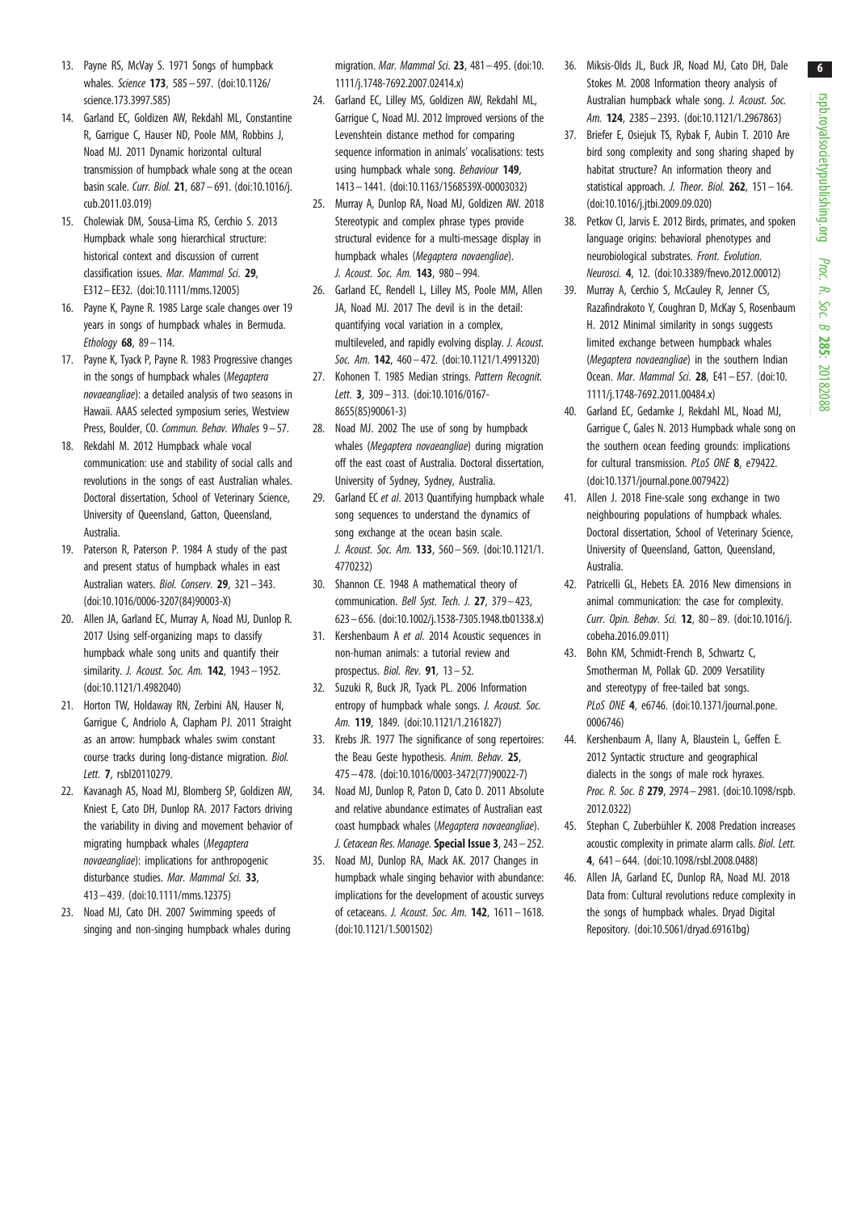13. Payne RS, McVay S. 1971 Songs of humpback whales. *Science* **173**, 585–597. (doi:10.1126/science.173.3997.585)
14. Garland EC, Goldizen AW, Rekdahl ML, Constantine R, Garrigue C, Hauser ND, Poole MM, Robbins J, Noad MJ. 2011 Dynamic horizontal cultural transmission of humpback whale song at the ocean basin scale. *Curr. Biol.* **21**, 687–691. (doi:10.1016/j.cub.2011.03.019)
15. Cholewiak DM, Sousa-Lima RS, Cerchio S. 2013 Humpback whale song hierarchical structure: historical context and discussion of current classification issues. *Mar. Mammal Sci.* **29**, E312–EE32. (doi:10.1111/mms.12005)
16. Payne K, Payne R. 1985 Large scale changes over 19 years in songs of humpback whales in Bermuda. *Ethology* **68**, 89–114.
17. Payne K, Tyack P, Payne R. 1983 Progressive changes in the songs of humpback whales (*Megaptera novaeangliae*): a detailed analysis of two seasons in Hawaii. AAAS selected symposium series, Westview Press, Boulder, CO. *Commun. Behav. Whales* 9–57.
18. Rekdahl M. 2012 Humpback whale vocal communication: use and stability of social calls and revolutions in the songs of east Australian whales. Doctoral dissertation, School of Veterinary Science, University of Queensland, Gatton, Queensland, Australia.
19. Paterson R, Paterson P. 1984 A study of the past and present status of humpback whales in east Australian waters. *Biol. Conserv.* **29**, 321–343. (doi:10.1016/0006-3207(84)90003-X)
20. Allen JA, Garland EC, Murray A, Noad MJ, Dunlop R. 2017 Using self-organizing maps to classify humpback whale song units and quantify their similarity. *J. Acoust. Soc. Am.* **142**, 1943–1952. (doi:10.1121/1.4982040)
21. Horton TW, Holdaway RN, Zerbini AN, Hauser N, Garrigue C, Andriolo A, Clapham PJ. 2011 Straight as an arrow: humpback whales swim constant course tracks during long-distance migration. *Biol. Lett.* **7**, rsbl20110279.
22. Kavanagh AS, Noad MJ, Blomberg SP, Goldizen AW, Kniest E, Cato DH, Dunlop RA. 2017 Factors driving the variability in diving and movement behavior of migrating humpback whales (*Megaptera novaeangliae*): implications for anthropogenic disturbance studies. *Mar. Mammal Sci.* **33**, 413–439. (doi:10.1111/mms.12375)
23. Noad MJ, Cato DH. 2007 Swimming speeds of singing and non-singing humpback whales during migration. *Mar. Mammal Sci.* **23**, 481–495. (doi:10.1111/j.1748-7692.2007.02414.x)
24. Garland EC, Lilley MS, Goldizen AW, Rekdahl ML, Garrigue C, Noad MJ. 2012 Improved versions of the Levenshtein distance method for comparing sequence information in animals' vocalisations: tests using humpback whale song. *Behaviour* **149**, 1413–1441. (doi:10.1163/1568539X-00003032)
25. Murray A, Dunlop RA, Noad MJ, Goldizen AW. 2018 Stereotypic and complex phrase types provide structural evidence for a multi-message display in humpback whales (*Megaptera novaeangliae*). *J. Acoust. Soc. Am.* **143**, 980–994.
26. Garland EC, Rendell L, Lilley MS, Poole MM, Allen JA, Noad MJ. 2017 The devil is in the detail: quantifying vocal variation in a complex, multileveled, and rapidly evolving display. *J. Acoust. Soc. Am.* **142**, 460–472. (doi:10.1121/1.4991320)
27. Kohonen T. 1985 Median strings. *Pattern Recognit. Lett.* **3**, 309–313. (doi:10.1016/0167-8655(85)90061-3)
28. Noad MJ. 2002 The use of song by humpback whales (*Megaptera novaeangliae*) during migration off the east coast of Australia. Doctoral dissertation, University of Sydney, Sydney, Australia.
29. Garland EC *et al*. 2013 Quantifying humpback whale song sequences to understand the dynamics of song exchange at the ocean basin scale. *J. Acoust. Soc. Am.* **133**, 560–569. (doi:10.1121/1.4770232)
30. Shannon CE. 1948 A mathematical theory of communication. *Bell Syst. Tech. J.* **27**, 379–423, 623–656. (doi:10.1002/j.1538-7305.1948.tb01338.x)
31. Kershenbaum A *et al*. 2014 Acoustic sequences in non-human animals: a tutorial review and prospectus. *Biol. Rev.* **91**, 13–52.
32. Suzuki R, Buck JR, Tyack PL. 2006 Information entropy of humpback whale songs. *J. Acoust. Soc. Am.* **119**, 1849. (doi:10.1121/1.2161827)
33. Krebs JR. 1977 The significance of song repertoires: the Beau Geste hypothesis. *Anim. Behav.* **25**, 475–478. (doi:10.1016/0003-3472(77)90022-7)
34. Noad MJ, Dunlop R, Paton D, Cato D. 2011 Absolute and relative abundance estimates of Australian east coast humpback whales (*Megaptera novaeangliae*). *J. Cetacean Res. Manage.* **Special Issue 3**, 243–252.
35. Noad MJ, Dunlop RA, Mack AK. 2017 Changes in humpback whale singing behavior with abundance: implications for the development of acoustic surveys of cetaceans. *J. Acoust. Soc. Am.* **142**, 1611–1618. (doi:10.1121/1.5001502)
36. Miksis-Olds JL, Buck JR, Noad MJ, Cato DH, Dale Stokes M. 2008 Information theory analysis of Australian humpback whale song. *J. Acoust. Soc. Am.* **124**, 2385–2393. (doi:10.1121/1.2967863)
37. Briefer E, Osiejuk TS, Rybak F, Aubin T. 2010 Are bird song complexity and song sharing shaped by habitat structure? An information theory and statistical approach. *J. Theor. Biol.* **262**, 151–164. (doi:10.1016/j.jtbi.2009.09.020)
38. Petkov CI, Jarvis E. 2012 Birds, primates, and spoken language origins: behavioral phenotypes and neurobiological substrates. *Front. Evolution. Neurosci.* **4**, 12. (doi:10.3389/fnevo.2012.00012)
39. Murray A, Cerchio S, McCauley R, Jenner CS, Razafindrakoto Y, Coughran D, McKay S, Rosenbaum H. 2012 Minimal similarity in songs suggests limited exchange between humpback whales (*Megaptera novaeangliae*) in the southern Indian Ocean. *Mar. Mammal Sci.* **28**, E41–E57. (doi:10.1111/j.1748-7692.2011.00484.x)
40. Garland EC, Gedamke J, Rekdahl ML, Noad MJ, Garrigue C, Gales N. 2013 Humpback whale song on the southern ocean feeding grounds: implications for cultural transmission. *PLoS ONE* **8**, e79422. (doi:10.1371/journal.pone.0079422)
41. Allen J. 2018 Fine-scale song exchange in two neighbouring populations of humpback whales. Doctoral dissertation, School of Veterinary Science, University of Queensland, Gatton, Queensland, Australia.
42. Patricelli GL, Hebets EA. 2016 New dimensions in animal communication: the case for complexity. *Curr. Opin. Behav. Sci.* **12**, 80–89. (doi:10.1016/j.cobeha.2016.09.011)
43. Bohn KM, Schmidt-French B, Schwartz C, Smotherman M, Pollak GD. 2009 Versatility and stereotypy of free-tailed bat songs. *PLoS ONE* **4**, e6746. (doi:10.1371/journal.pone.0006746)
44. Kershenbaum A, Ilany A, Blaustein L, Geffen E. 2012 Syntactic structure and geographical dialects in the songs of male rock hyraxes. *Proc. R. Soc. B* **279**, 2974–2981. (doi:10.1098/rspb.2012.0322)
45. Stephan C, Zuberbühler K. 2008 Predation increases acoustic complexity in primate alarm calls. *Biol. Lett.* **4**, 641–644. (doi:10.1098/rsbl.2008.0488)
46. Allen JA, Garland EC, Dunlop RA, Noad MJ. 2018 Data from: Cultural revolutions reduce complexity in the songs of humpback whales. Dryad Digital Repository. (doi:10.5061/dryad.69161bg)